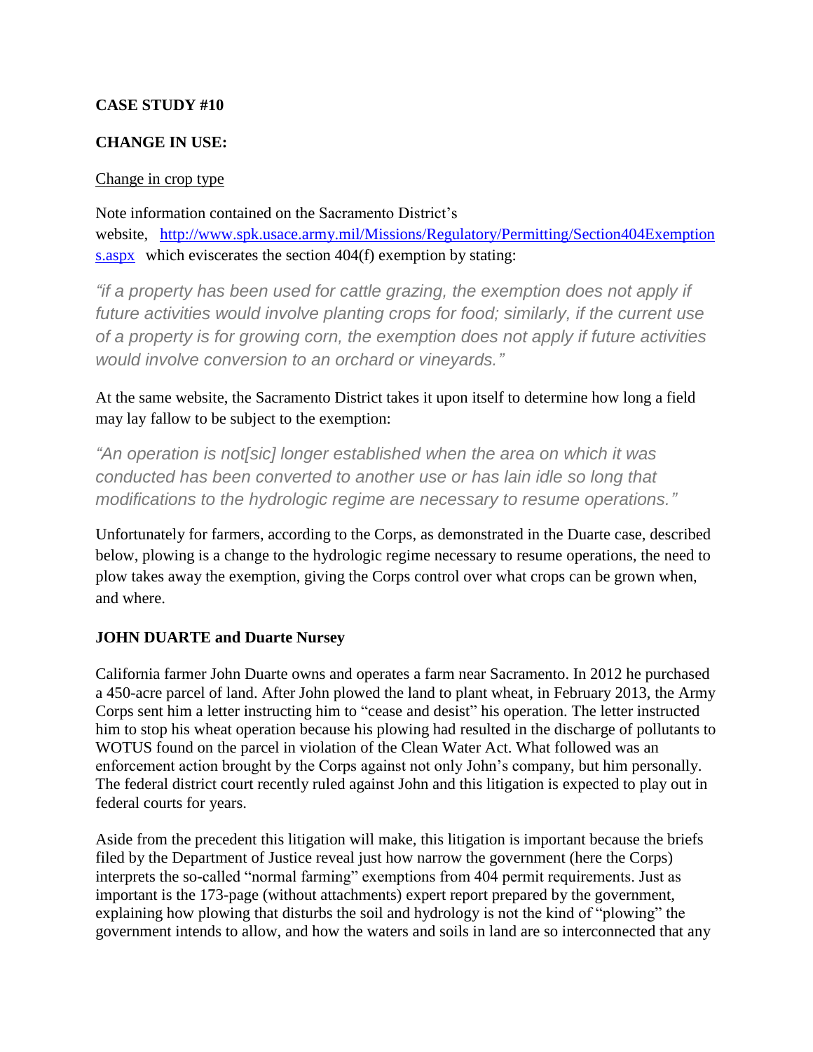**CASE STUDY #10**

**CHANGE IN USE:**

Change in crop type

Note information contained on the Sacramento District's website, [http://www.spk.usace.army.mil/Missions/Regulatory/Permitting/Section404Exemptions.aspx](http://www.spk.usace.army.mil/Missions/Regulatory/Permitting/Section404Exemptions.aspx) which eviscerates the section 404(f) exemption by stating:

*"if a property has been used for cattle grazing, the exemption does not apply if future activities would involve planting crops for food; similarly, if the current use of a property is for growing corn, the exemption does not apply if future activities would involve conversion to an orchard or vineyards."*

At the same website, the Sacramento District takes it upon itself to determine how long a field may lay fallow to be subject to the exemption:

*"An operation is not[sic] longer established when the area on which it was conducted has been converted to another use or has lain idle so long that modifications to the hydrologic regime are necessary to resume operations."*

Unfortunately for farmers, according to the Corps, as demonstrated in the Duarte case, described below, plowing is a change to the hydrologic regime necessary to resume operations, the need to plow takes away the exemption, giving the Corps control over what crops can be grown when, and where.

**JOHN DUARTE and Duarte Nursey**

California farmer John Duarte owns and operates a farm near Sacramento. In 2012 he purchased a 450-acre parcel of land. After John plowed the land to plant wheat, in February 2013, the Army Corps sent him a letter instructing him to "cease and desist" his operation. The letter instructed him to stop his wheat operation because his plowing had resulted in the discharge of pollutants to WOTUS found on the parcel in violation of the Clean Water Act. What followed was an enforcement action brought by the Corps against not only John's company, but him personally. The federal district court recently ruled against John and this litigation is expected to play out in federal courts for years.

Aside from the precedent this litigation will make, this litigation is important because the briefs filed by the Department of Justice reveal just how narrow the government (here the Corps) interprets the so-called "normal farming" exemptions from 404 permit requirements. Just as important is the 173-page (without attachments) expert report prepared by the government, explaining how plowing that disturbs the soil and hydrology is not the kind of "plowing" the government intends to allow, and how the waters and soils in land are so interconnected that any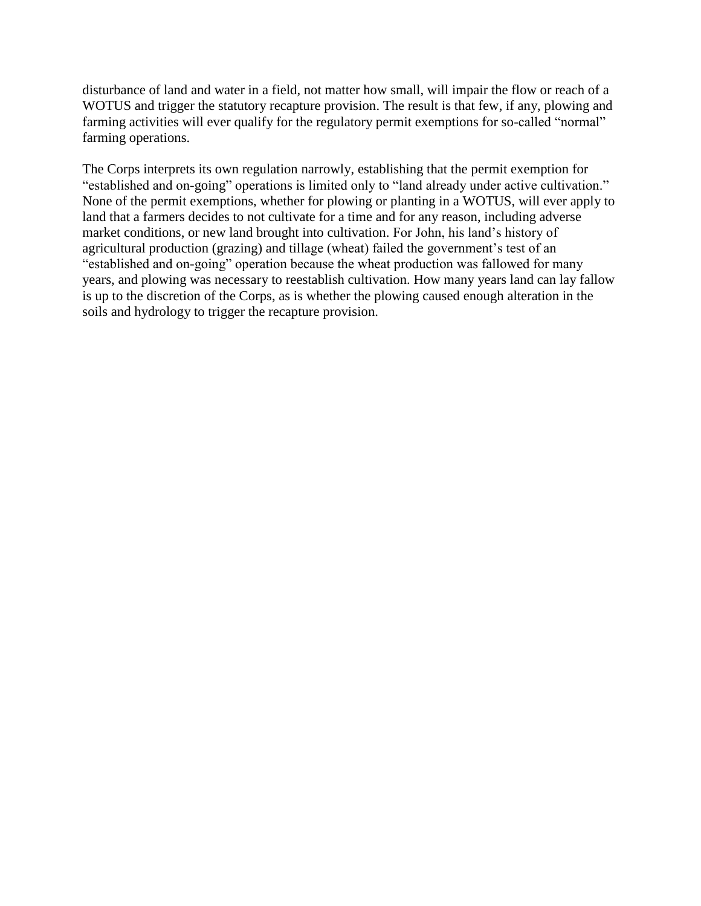disturbance of land and water in a field, not matter how small, will impair the flow or reach of a WOTUS and trigger the statutory recapture provision. The result is that few, if any, plowing and farming activities will ever qualify for the regulatory permit exemptions for so-called "normal" farming operations.

The Corps interprets its own regulation narrowly, establishing that the permit exemption for "established and on-going" operations is limited only to "land already under active cultivation." None of the permit exemptions, whether for plowing or planting in a WOTUS, will ever apply to land that a farmers decides to not cultivate for a time and for any reason, including adverse market conditions, or new land brought into cultivation. For John, his land's history of agricultural production (grazing) and tillage (wheat) failed the government's test of an "established and on-going" operation because the wheat production was fallowed for many years, and plowing was necessary to reestablish cultivation. How many years land can lay fallow is up to the discretion of the Corps, as is whether the plowing caused enough alteration in the soils and hydrology to trigger the recapture provision.